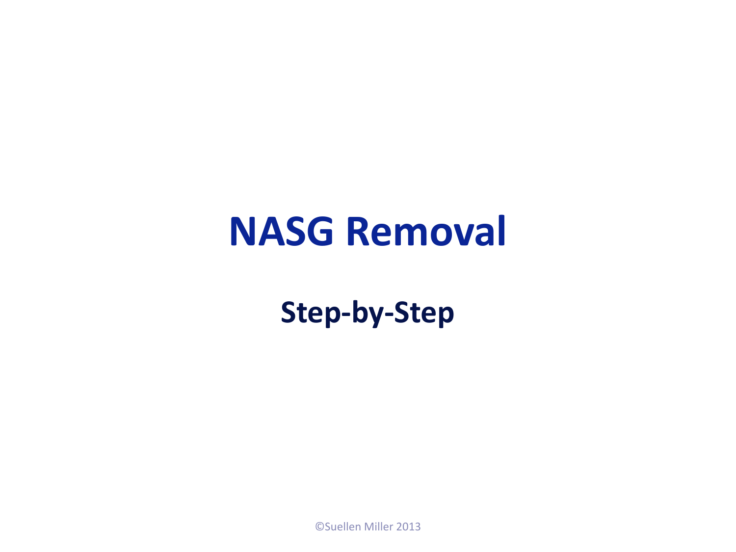# NASG Removal

## Step-by-Step

©Suellen Miller 2013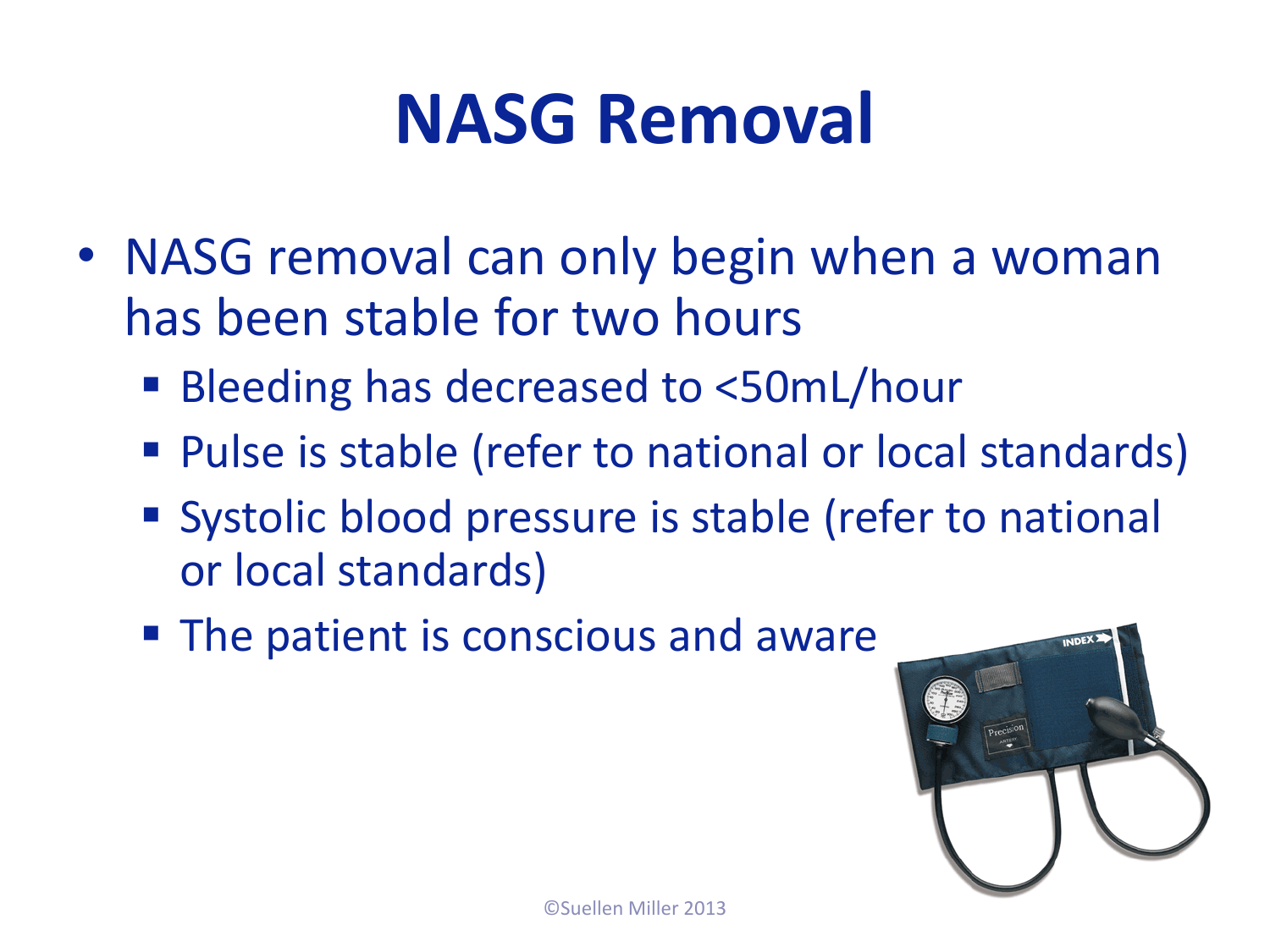# NASG Removal

- NASG removal can only begin when a woman has been stable for two hours
  - Bleeding has decreased to <50mL/hour
  - Pulse is stable (refer to national or local standards)
  - Systolic blood pressure is stable (refer to national or local standards)
  - The patient is conscious and aware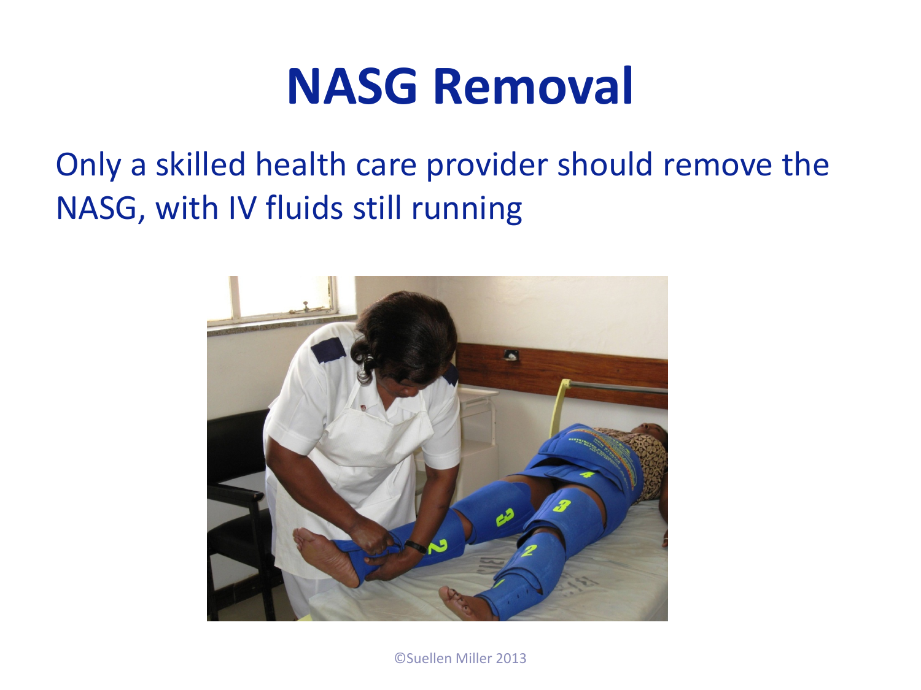# NASG Removal

Only a skilled health care provider should remove the NASG, with IV fluids still running

©Suellen Miller 2013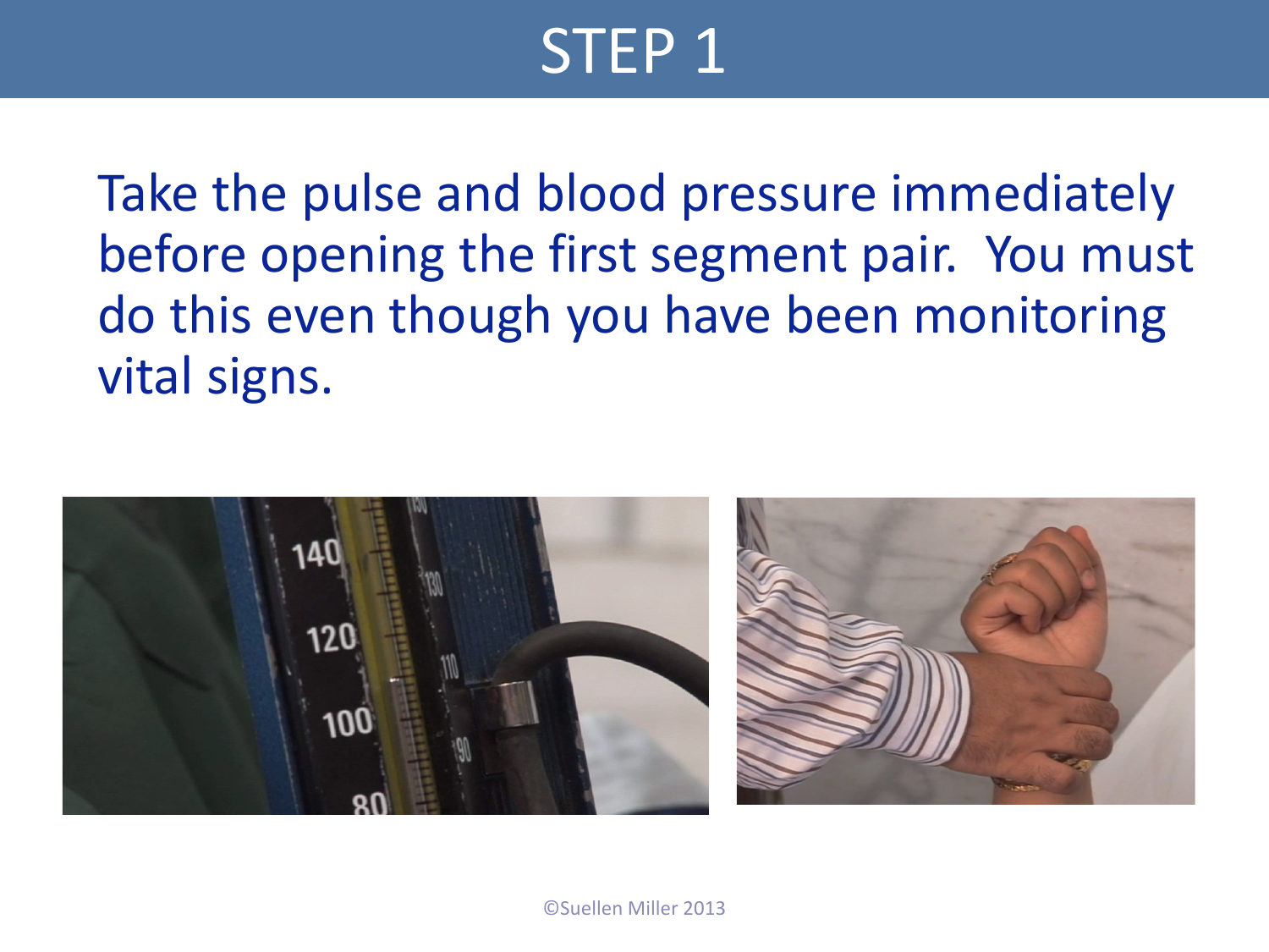# STEP 1

Take the pulse and blood pressure immediately before opening the first segment pair. You must do this even though you have been monitoring vital signs.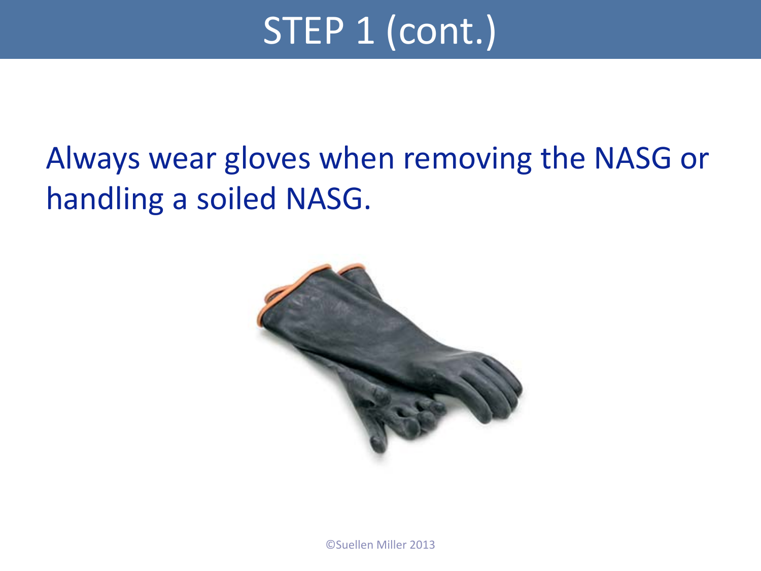# STEP 1 (cont.)

Always wear gloves when removing the NASG or handling a soiled NASG.

©Suellen Miller 2013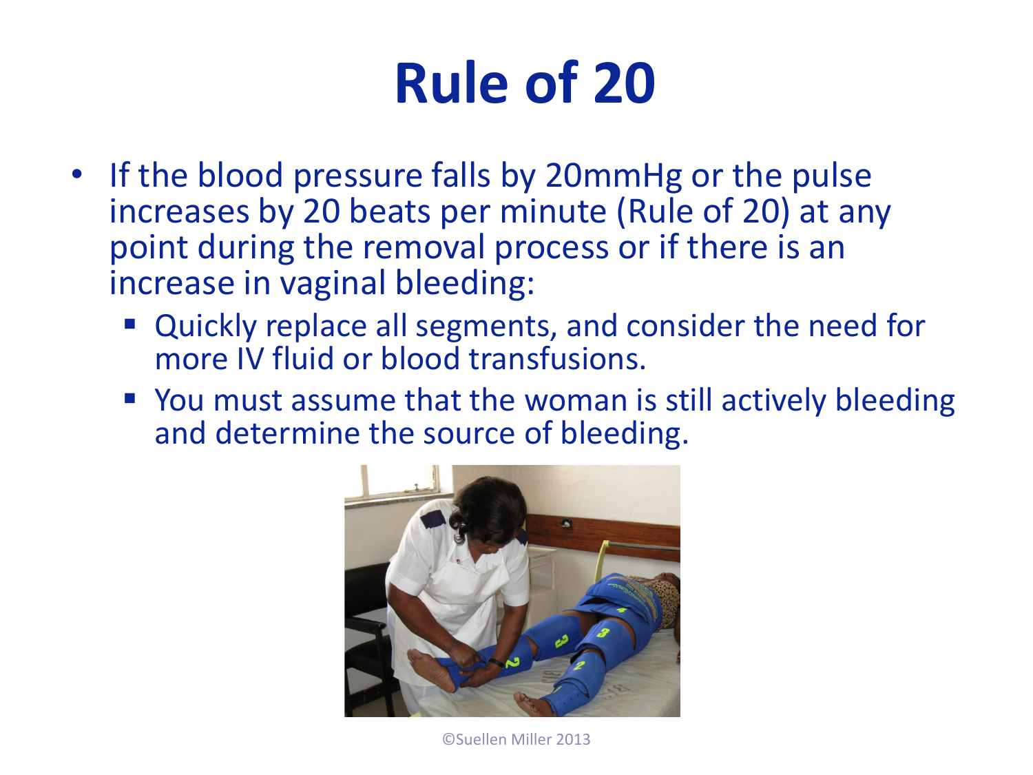# Rule of 20

- If the blood pressure falls by 20mmHg or the pulse increases by 20 beats per minute (Rule of 20) at any point during the removal process or if there is an increase in vaginal bleeding:
  - Quickly replace all segments, and consider the need for more IV fluid or blood transfusions.
  - You must assume that the woman is still actively bleeding and determine the source of bleeding.

©Suellen Miller 2013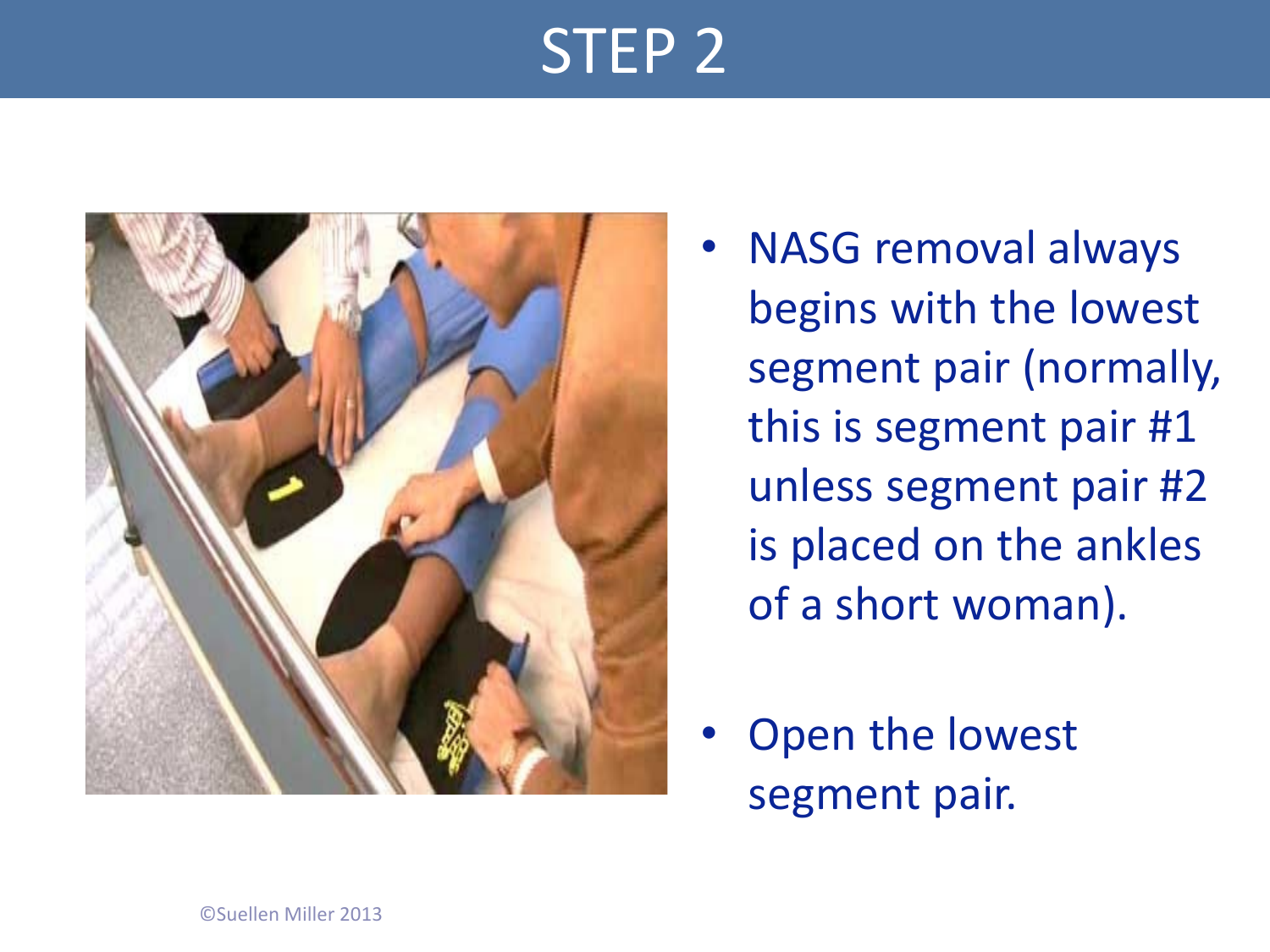# STEP 2

- NASG removal always begins with the lowest segment pair (normally, this is segment pair #1 unless segment pair #2 is placed on the ankles of a short woman).
- Open the lowest segment pair.

©Suellen Miller 2013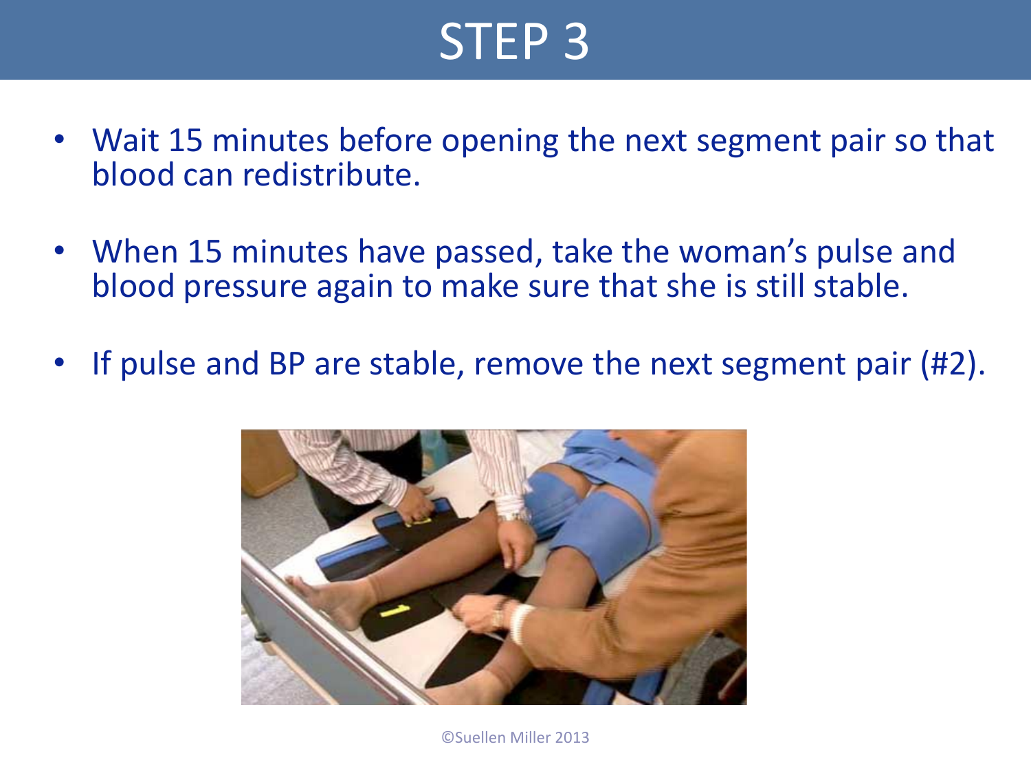# STEP 3

- Wait 15 minutes before opening the next segment pair so that blood can redistribute.
- When 15 minutes have passed, take the woman's pulse and blood pressure again to make sure that she is still stable.
- If pulse and BP are stable, remove the next segment pair (#2).

©Suellen Miller 2013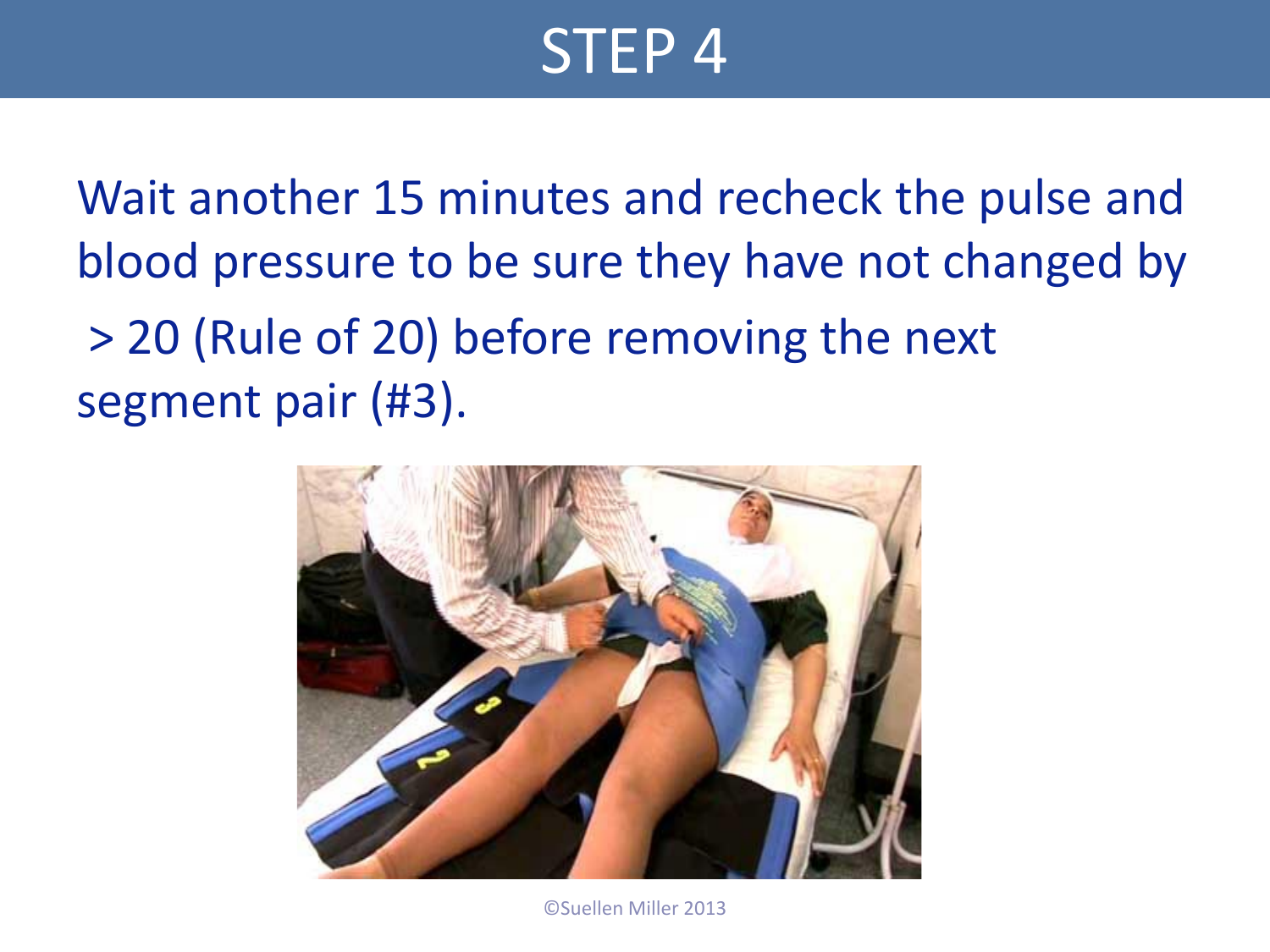# STEP 4

Wait another 15 minutes and recheck the pulse and blood pressure to be sure they have not changed by > 20 (Rule of 20) before removing the next segment pair (#3).

©Suellen Miller 2013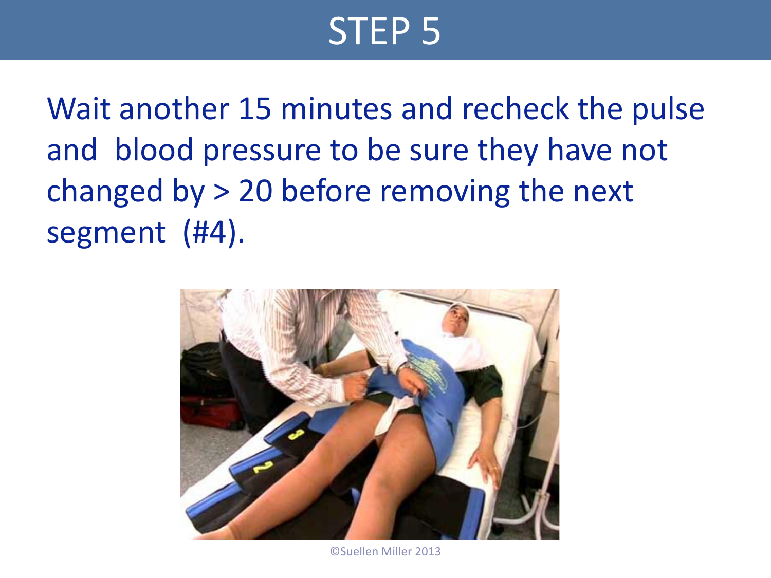# STEP 5

Wait another 15 minutes and recheck the pulse and blood pressure to be sure they have not changed by > 20 before removing the next segment (#4).

©Suellen Miller 2013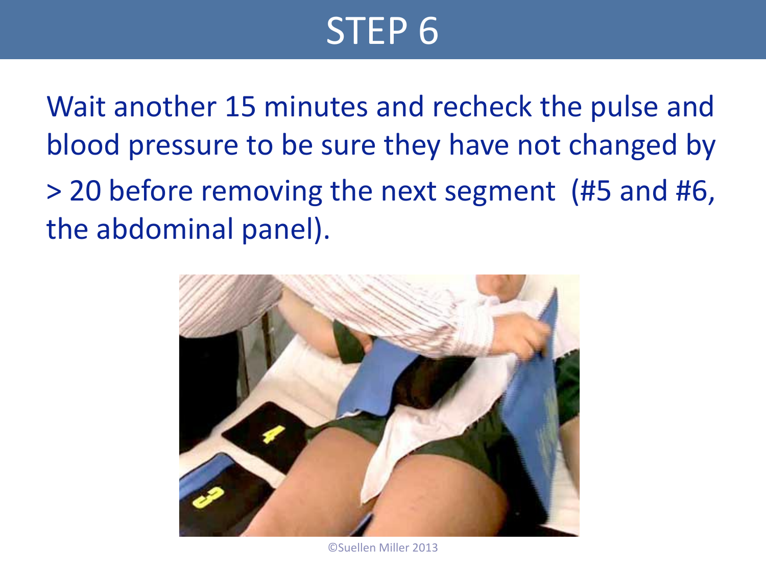# STEP 6

Wait another 15 minutes and recheck the pulse and blood pressure to be sure they have not changed by > 20 before removing the next segment (#5 and #6, the abdominal panel).

©Suellen Miller 2013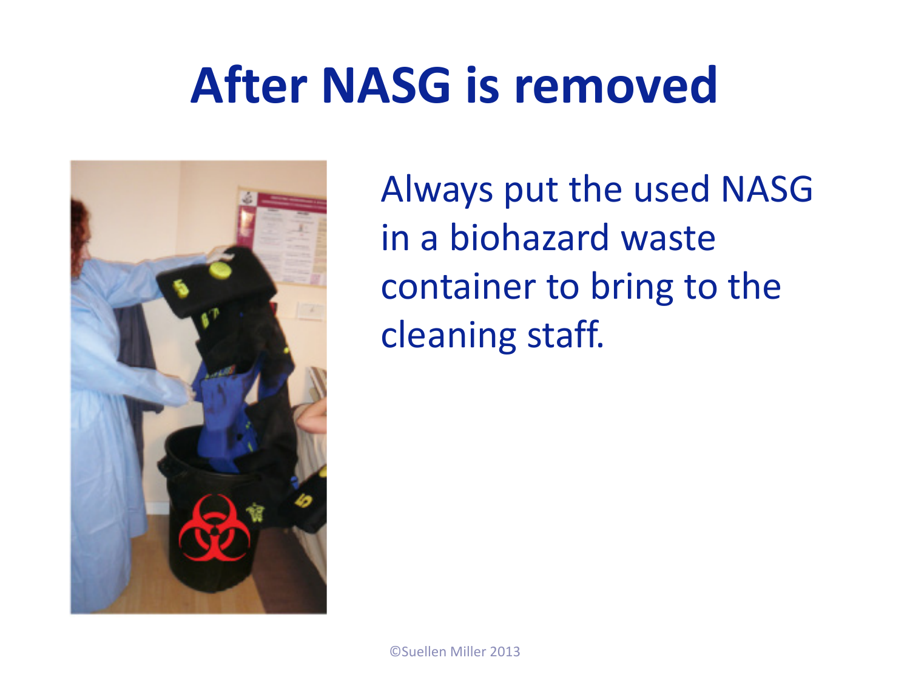# After NASG is removed

Always put the used NASG in a biohazard waste container to bring to the cleaning staff.

©Suellen Miller 2013